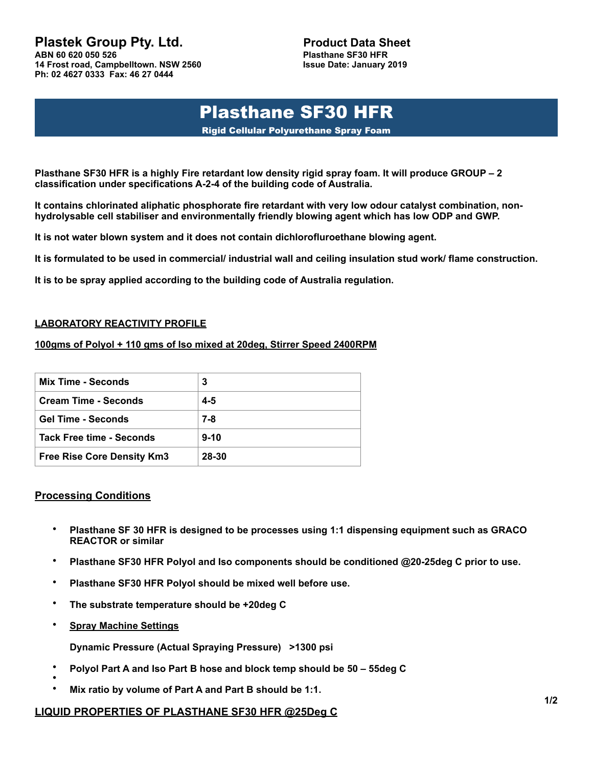**Plastek Group Pty. Ltd.**
**ABN 60 620 050 526**
**14 Frost road, Campbelltown. NSW 2560**
**Ph: 02 4627 0333 Fax: 46 27 0444**

**Product Data Sheet**
**Plasthane SF30 HFR**
**Issue Date: January 2019**

# Plasthane SF30 HFR

**Rigid Cellular Polyurethane Spray Foam**

**Plasthane SF30 HFR is a highly Fire retardant low density rigid spray foam. It will produce GROUP – 2 classification under specifications A-2-4 of the building code of Australia.**

**It contains chlorinated aliphatic phosphorate fire retardant with very low odour catalyst combination, non-hydrolysable cell stabiliser and environmentally friendly blowing agent which has low ODP and GWP.**

**It is not water blown system and it does not contain dichlorofluroethane blowing agent.**

**It is formulated to be used in commercial/ industrial wall and ceiling insulation stud work/ flame construction.**

**It is to be spray applied according to the building code of Australia regulation.**

## LABORATORY REACTIVITY PROFILE

**100gms of Polyol + 110 gms of Iso mixed at 20deg, Stirrer Speed 2400RPM**

| | |
|---|---|
| **Mix Time - Seconds** | **3** |
| **Cream Time - Seconds** | **4-5** |
| **Gel Time - Seconds** | **7-8** |
| **Tack Free time - Seconds** | **9-10** |
| **Free Rise Core Density Km3** | **28-30** |

## Processing Conditions

- **Plasthane SF 30 HFR is designed to be processes using 1:1 dispensing equipment such as GRACO REACTOR or similar**
- **Plasthane SF30 HFR Polyol and Iso components should be conditioned @20-25deg C prior to use.**
- **Plasthane SF30 HFR Polyol should be mixed well before use.**
- **The substrate temperature should be +20deg C**
- **Spray Machine Settings**

  **Dynamic Pressure (Actual Spraying Pressure) >1300 psi**
- **Polyol Part A and Iso Part B hose and block temp should be 50 – 55deg C**
- **Mix ratio by volume of Part A and Part B should be 1:1.**

## LIQUID PROPERTIES OF PLASTHANE SF30 HFR @25Deg C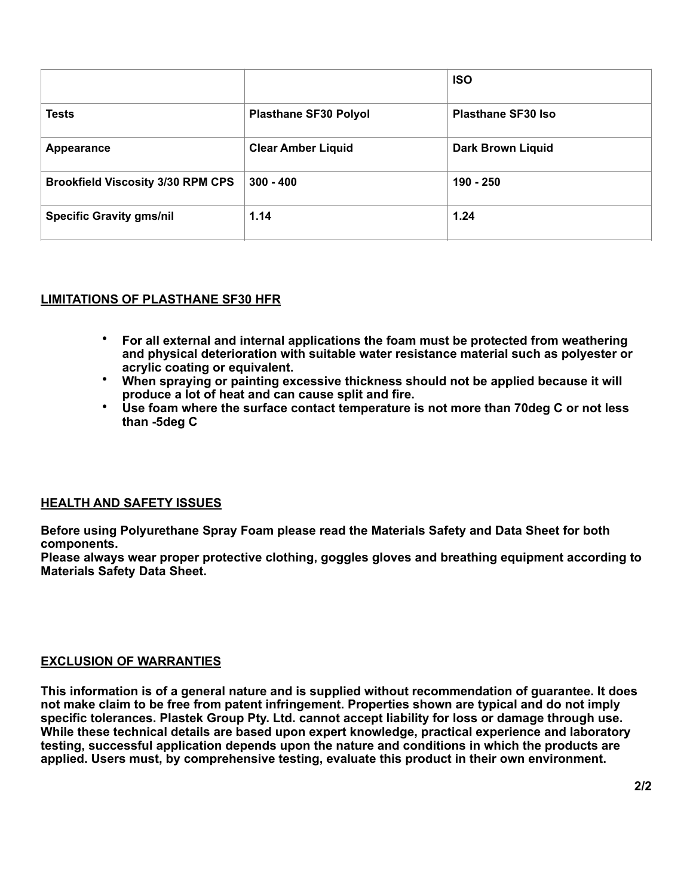| | | ISO |
| --- | --- | --- |
| **Tests** | **Plasthane SF30 Polyol** | **Plasthane SF30 Iso** |
| **Appearance** | **Clear Amber Liquid** | **Dark Brown Liquid** |
| **Brookfield Viscosity 3/30 RPM CPS** | **300 - 400** | **190 - 250** |
| **Specific Gravity gms/nil** | **1.14** | **1.24** |

## LIMITATIONS OF PLASTHANE SF30 HFR

- **For all external and internal applications the foam must be protected from weathering and physical deterioration with suitable water resistance material such as polyester or acrylic coating or equivalent.**
- **When spraying or painting excessive thickness should not be applied because it will produce a lot of heat and can cause split and fire.**
- **Use foam where the surface contact temperature is not more than 70deg C or not less than -5deg C**

## HEALTH AND SAFETY ISSUES

**Before using Polyurethane Spray Foam please read the Materials Safety and Data Sheet for both components.**
**Please always wear proper protective clothing, goggles gloves and breathing equipment according to Materials Safety Data Sheet.**

## EXCLUSION OF WARRANTIES

**This information is of a general nature and is supplied without recommendation of guarantee. It does not make claim to be free from patent infringement. Properties shown are typical and do not imply specific tolerances. Plastek Group Pty. Ltd. cannot accept liability for loss or damage through use. While these technical details are based upon expert knowledge, practical experience and laboratory testing, successful application depends upon the nature and conditions in which the products are applied. Users must, by comprehensive testing, evaluate this product in their own environment.**